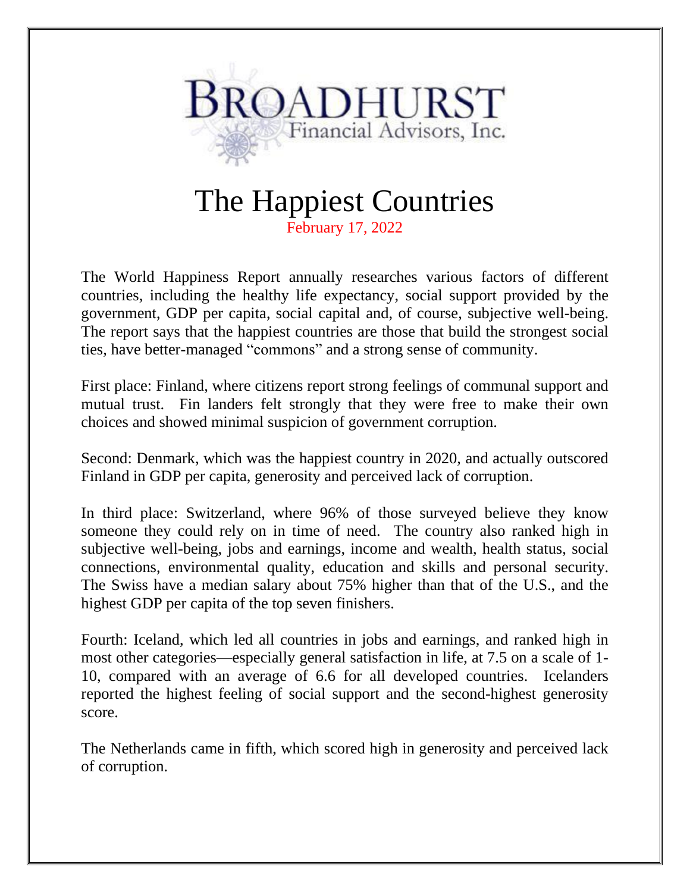BROADHURST
Financial Advisors, Inc.

# The Happiest Countries

February 17, 2022

The World Happiness Report annually researches various factors of different countries, including the healthy life expectancy, social support provided by the government, GDP per capita, social capital and, of course, subjective well-being. The report says that the happiest countries are those that build the strongest social ties, have better-managed "commons" and a strong sense of community.

First place: Finland, where citizens report strong feelings of communal support and mutual trust. Fin landers felt strongly that they were free to make their own choices and showed minimal suspicion of government corruption.

Second: Denmark, which was the happiest country in 2020, and actually outscored Finland in GDP per capita, generosity and perceived lack of corruption.

In third place: Switzerland, where 96% of those surveyed believe they know someone they could rely on in time of need. The country also ranked high in subjective well-being, jobs and earnings, income and wealth, health status, social connections, environmental quality, education and skills and personal security. The Swiss have a median salary about 75% higher than that of the U.S., and the highest GDP per capita of the top seven finishers.

Fourth: Iceland, which led all countries in jobs and earnings, and ranked high in most other categories—especially general satisfaction in life, at 7.5 on a scale of 1-10, compared with an average of 6.6 for all developed countries. Icelanders reported the highest feeling of social support and the second-highest generosity score.

The Netherlands came in fifth, which scored high in generosity and perceived lack of corruption.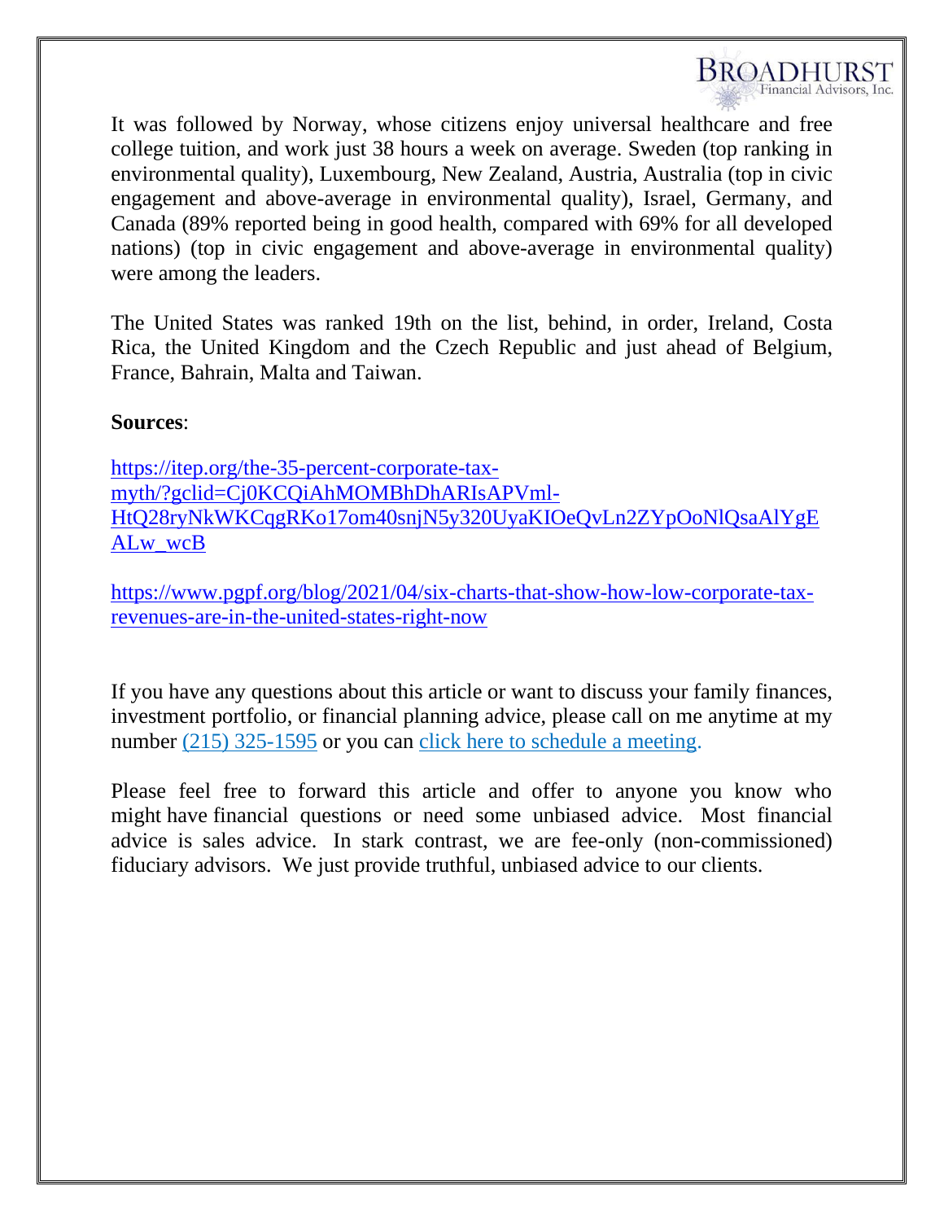It was followed by Norway, whose citizens enjoy universal healthcare and free college tuition, and work just 38 hours a week on average. Sweden (top ranking in environmental quality), Luxembourg, New Zealand, Austria, Australia (top in civic engagement and above-average in environmental quality), Israel, Germany, and Canada (89% reported being in good health, compared with 69% for all developed nations) (top in civic engagement and above-average in environmental quality) were among the leaders.

The United States was ranked 19th on the list, behind, in order, Ireland, Costa Rica, the United Kingdom and the Czech Republic and just ahead of Belgium, France, Bahrain, Malta and Taiwan.

**Sources**:

https://itep.org/the-35-percent-corporate-tax-myth/?gclid=Cj0KCQiAhMOMBhDhARIsAPVml-HtQ28ryNkWKCqgRKo17om40snjN5y320UyaKIOeQvLn2ZYpOoNlQsaAlYgEALw_wcB

https://www.pgpf.org/blog/2021/04/six-charts-that-show-how-low-corporate-tax-revenues-are-in-the-united-states-right-now

If you have any questions about this article or want to discuss your family finances, investment portfolio, or financial planning advice, please call on me anytime at my number (215) 325-1595 or you can click here to schedule a meeting.

Please feel free to forward this article and offer to anyone you know who might have financial questions or need some unbiased advice. Most financial advice is sales advice. In stark contrast, we are fee-only (non-commissioned) fiduciary advisors. We just provide truthful, unbiased advice to our clients.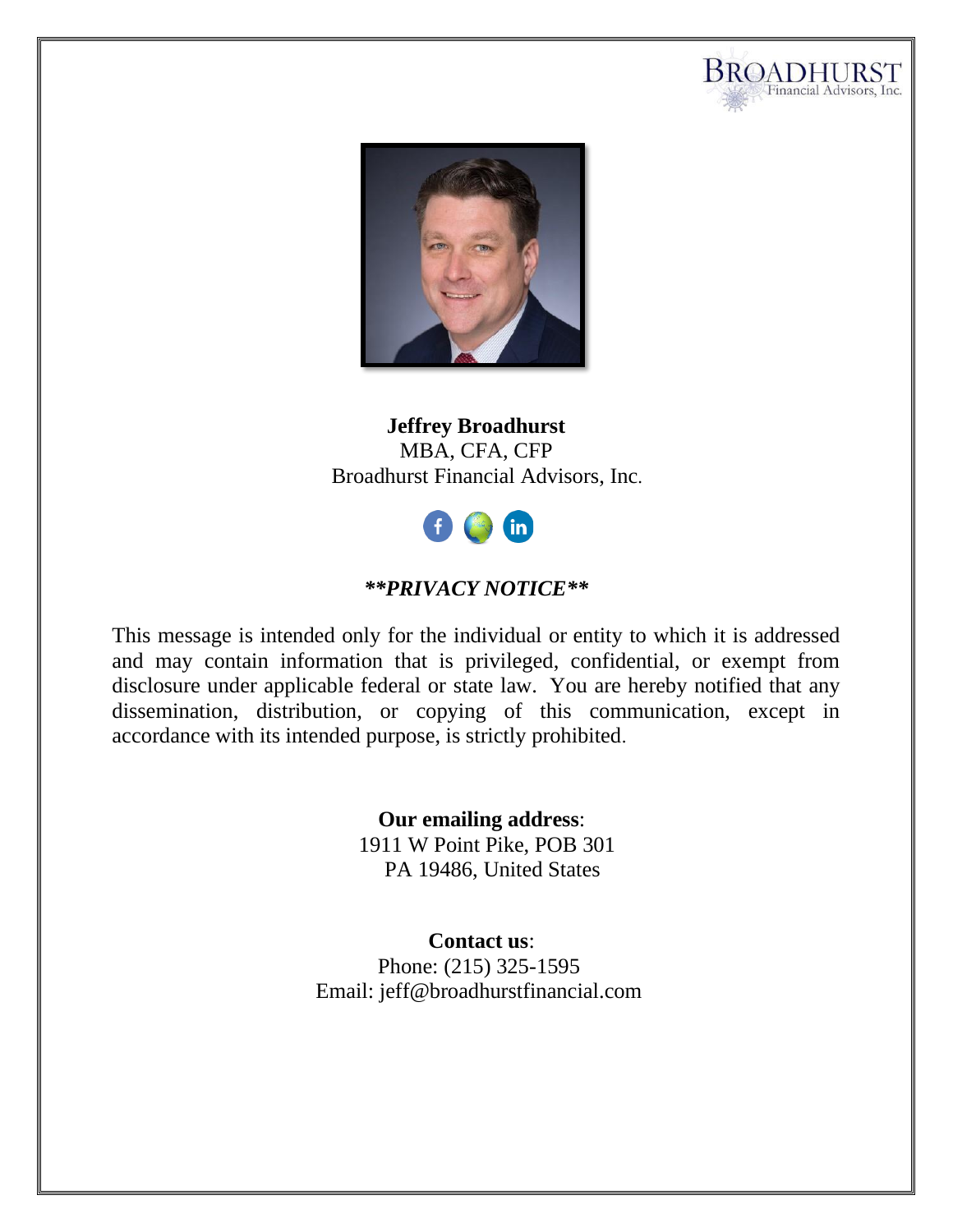**Jeffrey Broadhurst**
MBA, CFA, CFP
Broadhurst Financial Advisors, Inc.

***\*\*PRIVACY NOTICE\*\****

This message is intended only for the individual or entity to which it is addressed and may contain information that is privileged, confidential, or exempt from disclosure under applicable federal or state law. You are hereby notified that any dissemination, distribution, or copying of this communication, except in accordance with its intended purpose, is strictly prohibited.

**Our emailing address**:
1911 W Point Pike, POB 301
PA 19486, United States

**Contact us**:
Phone: (215) 325-1595
Email: jeff@broadhurstfinancial.com